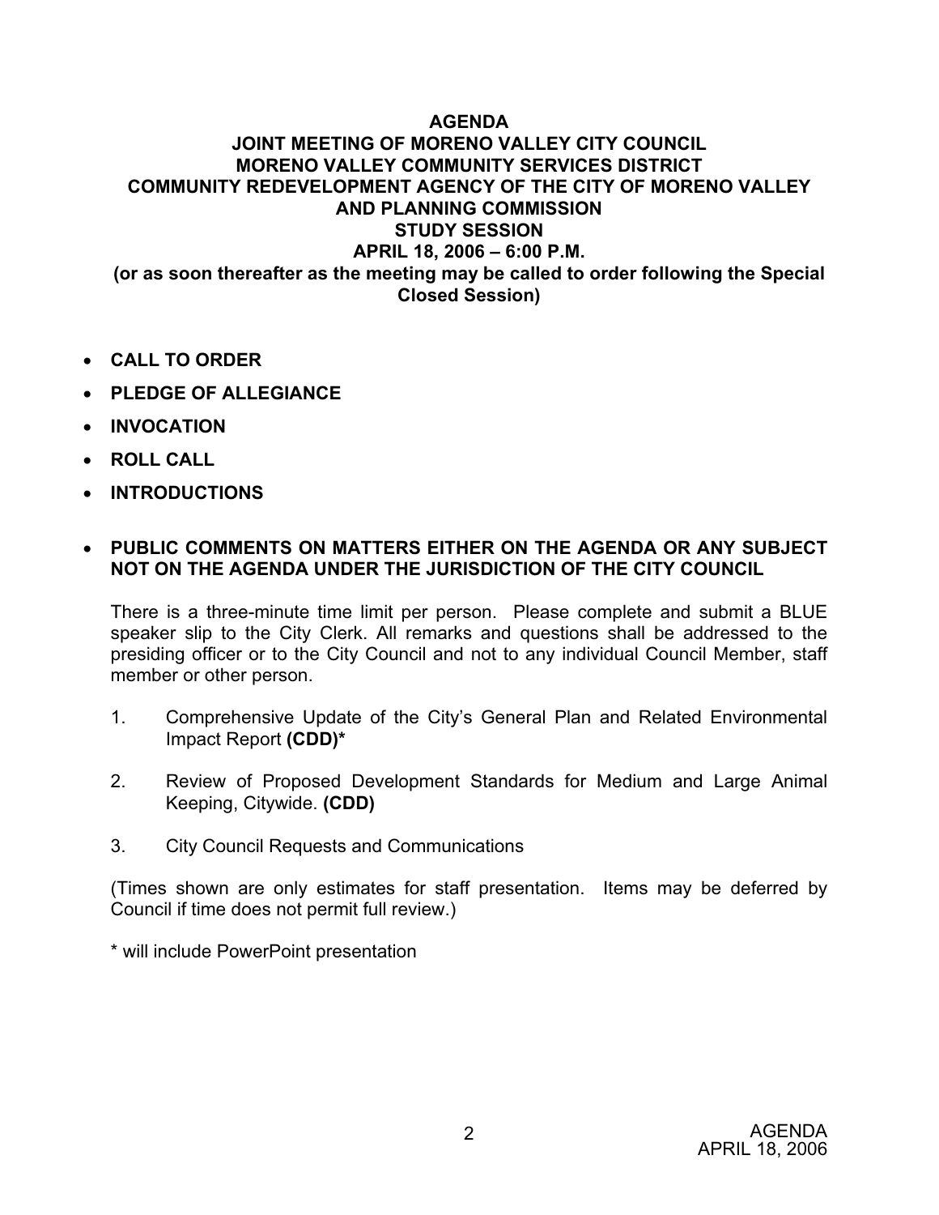# AGENDA

## JOINT MEETING OF MORENO VALLEY CITY COUNCIL MORENO VALLEY COMMUNITY SERVICES DISTRICT COMMUNITY REDEVELOPMENT AGENCY OF THE CITY OF MORENO VALLEY AND PLANNING COMMISSION

## STUDY SESSION

## APRIL 18, 2006 – 6:00 P.M.

**(or as soon thereafter as the meeting may be called to order following the Special Closed Session)**

- **CALL TO ORDER**
- **PLEDGE OF ALLEGIANCE**
- **INVOCATION**
- **ROLL CALL**
- **INTRODUCTIONS**
- **PUBLIC COMMENTS ON MATTERS EITHER ON THE AGENDA OR ANY SUBJECT NOT ON THE AGENDA UNDER THE JURISDICTION OF THE CITY COUNCIL**

There is a three-minute time limit per person. Please complete and submit a BLUE speaker slip to the City Clerk. All remarks and questions shall be addressed to the presiding officer or to the City Council and not to any individual Council Member, staff member or other person.

1. Comprehensive Update of the City's General Plan and Related Environmental Impact Report **(CDD)***
2. Review of Proposed Development Standards for Medium and Large Animal Keeping, Citywide. **(CDD)**
3. City Council Requests and Communications

(Times shown are only estimates for staff presentation. Items may be deferred by Council if time does not permit full review.)

* will include PowerPoint presentation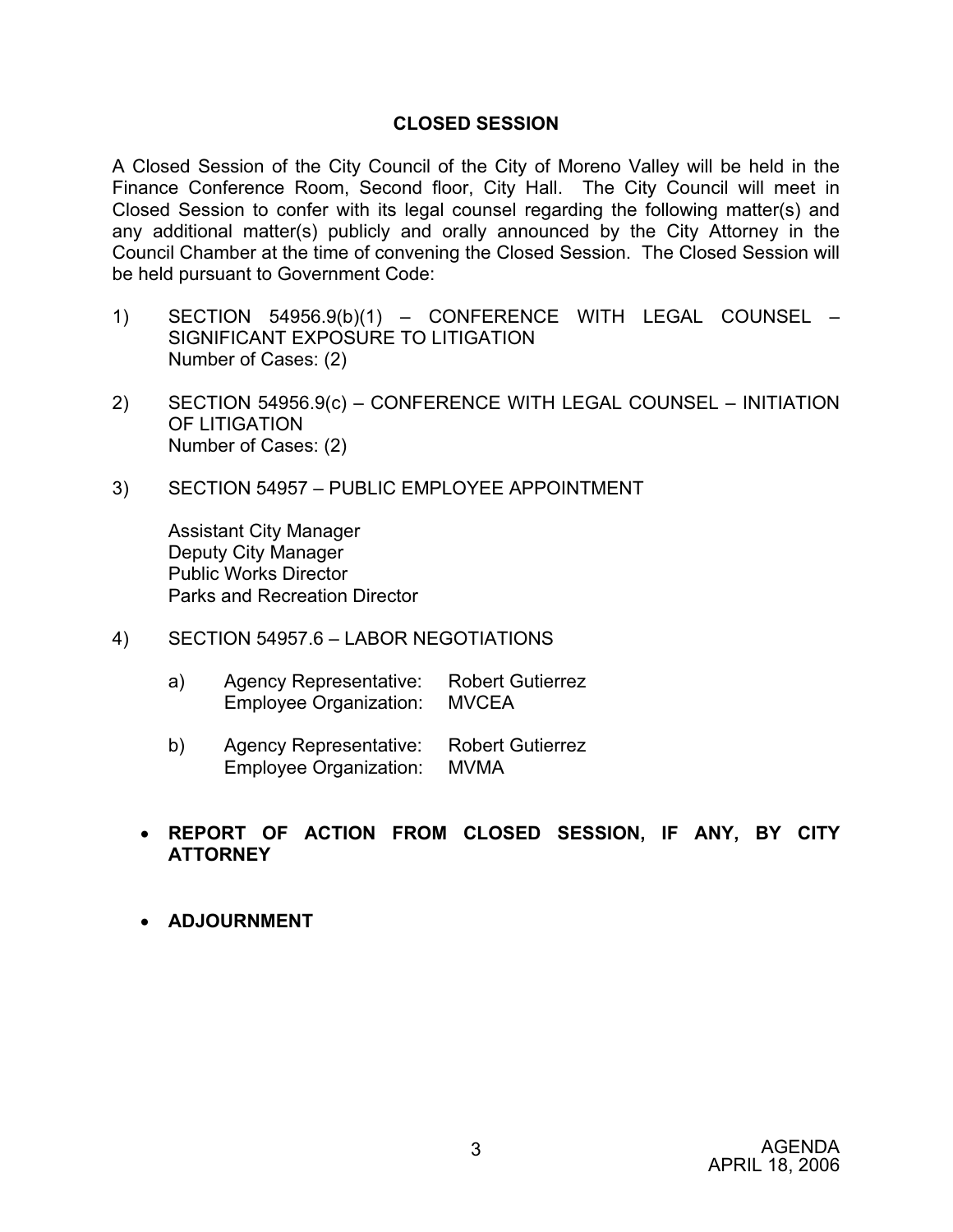## CLOSED SESSION

A Closed Session of the City Council of the City of Moreno Valley will be held in the Finance Conference Room, Second floor, City Hall. The City Council will meet in Closed Session to confer with its legal counsel regarding the following matter(s) and any additional matter(s) publicly and orally announced by the City Attorney in the Council Chamber at the time of convening the Closed Session. The Closed Session will be held pursuant to Government Code:

1) SECTION 54956.9(b)(1) – CONFERENCE WITH LEGAL COUNSEL – SIGNIFICANT EXPOSURE TO LITIGATION
   Number of Cases: (2)

2) SECTION 54956.9(c) – CONFERENCE WITH LEGAL COUNSEL – INITIATION OF LITIGATION
   Number of Cases: (2)

3) SECTION 54957 – PUBLIC EMPLOYEE APPOINTMENT

   Assistant City Manager
   Deputy City Manager
   Public Works Director
   Parks and Recreation Director

4) SECTION 54957.6 – LABOR NEGOTIATIONS

   a) Agency Representative: Robert Gutierrez
      Employee Organization: MVCEA

   b) Agency Representative: Robert Gutierrez
      Employee Organization: MVMA

- **REPORT OF ACTION FROM CLOSED SESSION, IF ANY, BY CITY ATTORNEY**

- **ADJOURNMENT**